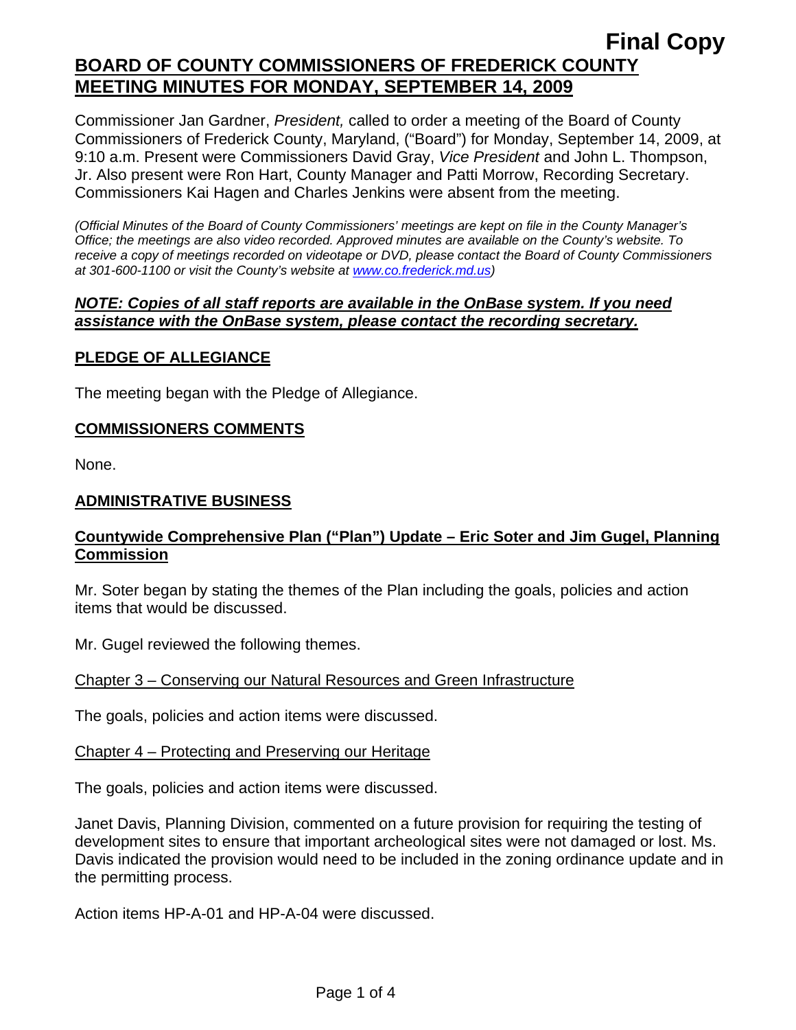**Final Copy**

# BOARD OF COUNTY COMMISSIONERS OF FREDERICK COUNTY MEETING MINUTES FOR MONDAY, SEPTEMBER 14, 2009

Commissioner Jan Gardner, *President,* called to order a meeting of the Board of County Commissioners of Frederick County, Maryland, ("Board") for Monday, September 14, 2009, at 9:10 a.m. Present were Commissioners David Gray, *Vice President* and John L. Thompson, Jr. Also present were Ron Hart, County Manager and Patti Morrow, Recording Secretary. Commissioners Kai Hagen and Charles Jenkins were absent from the meeting.

*(Official Minutes of the Board of County Commissioners' meetings are kept on file in the County Manager's Office; the meetings are also video recorded. Approved minutes are available on the County's website. To receive a copy of meetings recorded on videotape or DVD, please contact the Board of County Commissioners at 301-600-1100 or visit the County's website at www.co.frederick.md.us)*

***NOTE: Copies of all staff reports are available in the OnBase system. If you need assistance with the OnBase system, please contact the recording secretary.***

## PLEDGE OF ALLEGIANCE

The meeting began with the Pledge of Allegiance.

## COMMISSIONERS COMMENTS

None.

## ADMINISTRATIVE BUSINESS

### Countywide Comprehensive Plan ("Plan") Update – Eric Soter and Jim Gugel, Planning Commission

Mr. Soter began by stating the themes of the Plan including the goals, policies and action items that would be discussed.

Mr. Gugel reviewed the following themes.

Chapter 3 – Conserving our Natural Resources and Green Infrastructure

The goals, policies and action items were discussed.

Chapter 4 – Protecting and Preserving our Heritage

The goals, policies and action items were discussed.

Janet Davis, Planning Division, commented on a future provision for requiring the testing of development sites to ensure that important archeological sites were not damaged or lost. Ms. Davis indicated the provision would need to be included in the zoning ordinance update and in the permitting process.

Action items HP-A-01 and HP-A-04 were discussed.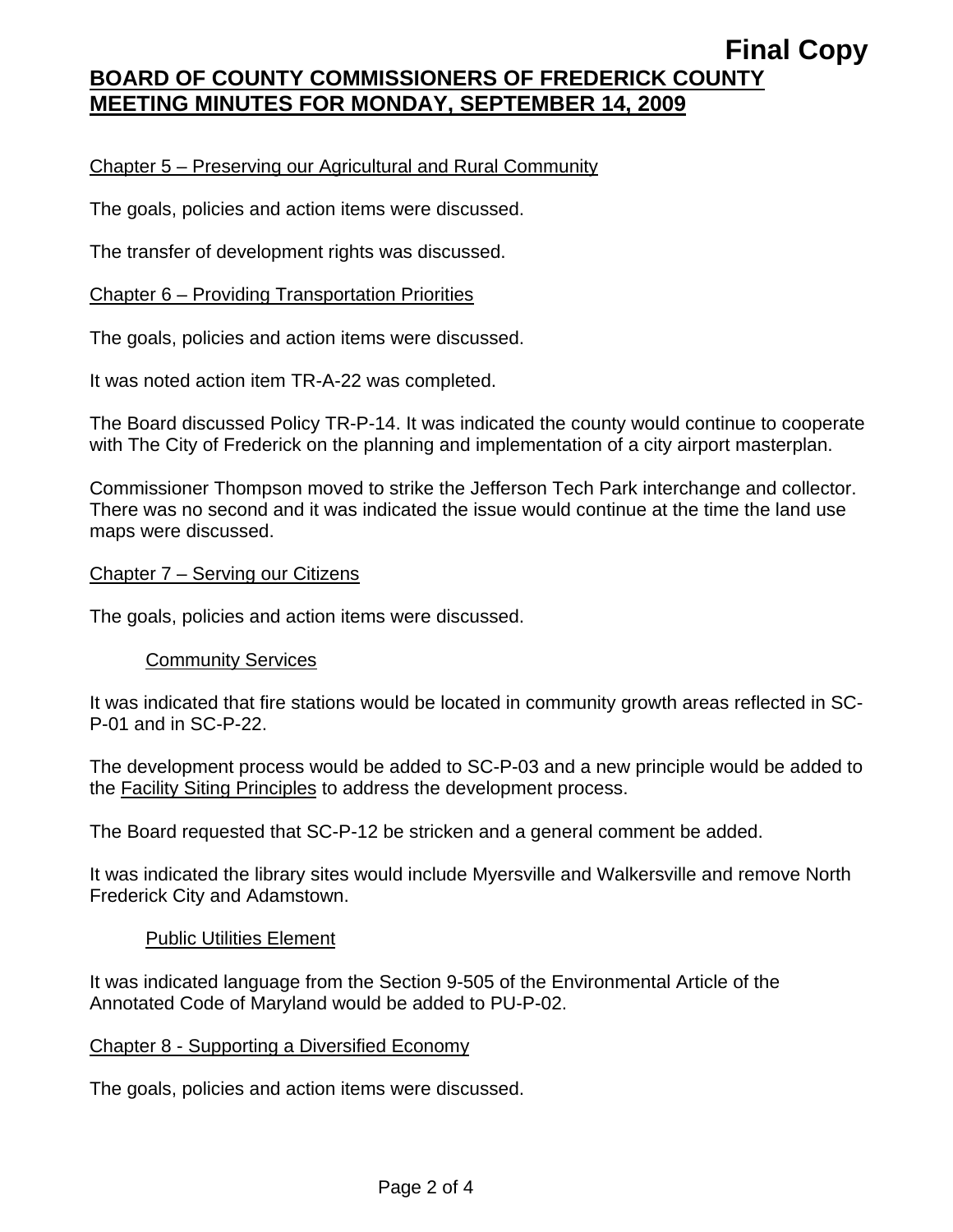Chapter 5 – Preserving our Agricultural and Rural Community

The goals, policies and action items were discussed.

The transfer of development rights was discussed.

Chapter 6 – Providing Transportation Priorities

The goals, policies and action items were discussed.

It was noted action item TR-A-22 was completed.

The Board discussed Policy TR-P-14. It was indicated the county would continue to cooperate with The City of Frederick on the planning and implementation of a city airport masterplan.

Commissioner Thompson moved to strike the Jefferson Tech Park interchange and collector. There was no second and it was indicated the issue would continue at the time the land use maps were discussed.

Chapter 7 – Serving our Citizens

The goals, policies and action items were discussed.

Community Services

It was indicated that fire stations would be located in community growth areas reflected in SC-P-01 and in SC-P-22.

The development process would be added to SC-P-03 and a new principle would be added to the Facility Siting Principles to address the development process.

The Board requested that SC-P-12 be stricken and a general comment be added.

It was indicated the library sites would include Myersville and Walkersville and remove North Frederick City and Adamstown.

Public Utilities Element

It was indicated language from the Section 9-505 of the Environmental Article of the Annotated Code of Maryland would be added to PU-P-02.

Chapter 8 - Supporting a Diversified Economy

The goals, policies and action items were discussed.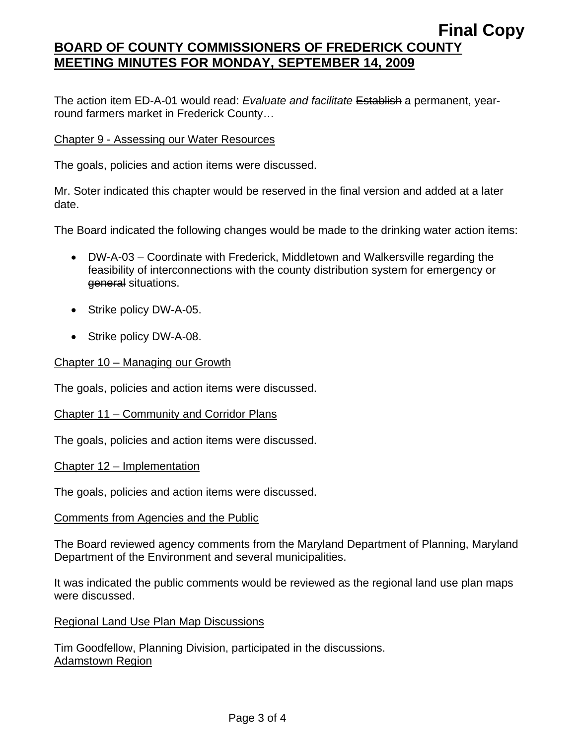The action item ED-A-01 would read: *Evaluate and facilitate* ~~Establish~~ a permanent, year-round farmers market in Frederick County…

Chapter 9 - Assessing our Water Resources

The goals, policies and action items were discussed.

Mr. Soter indicated this chapter would be reserved in the final version and added at a later date.

The Board indicated the following changes would be made to the drinking water action items:

- DW-A-03 – Coordinate with Frederick, Middletown and Walkersville regarding the feasibility of interconnections with the county distribution system for emergency ~~or general~~ situations.
- Strike policy DW-A-05.
- Strike policy DW-A-08.

Chapter 10 – Managing our Growth

The goals, policies and action items were discussed.

Chapter 11 – Community and Corridor Plans

The goals, policies and action items were discussed.

Chapter 12 – Implementation

The goals, policies and action items were discussed.

Comments from Agencies and the Public

The Board reviewed agency comments from the Maryland Department of Planning, Maryland Department of the Environment and several municipalities.

It was indicated the public comments would be reviewed as the regional land use plan maps were discussed.

Regional Land Use Plan Map Discussions

Tim Goodfellow, Planning Division, participated in the discussions.

Adamstown Region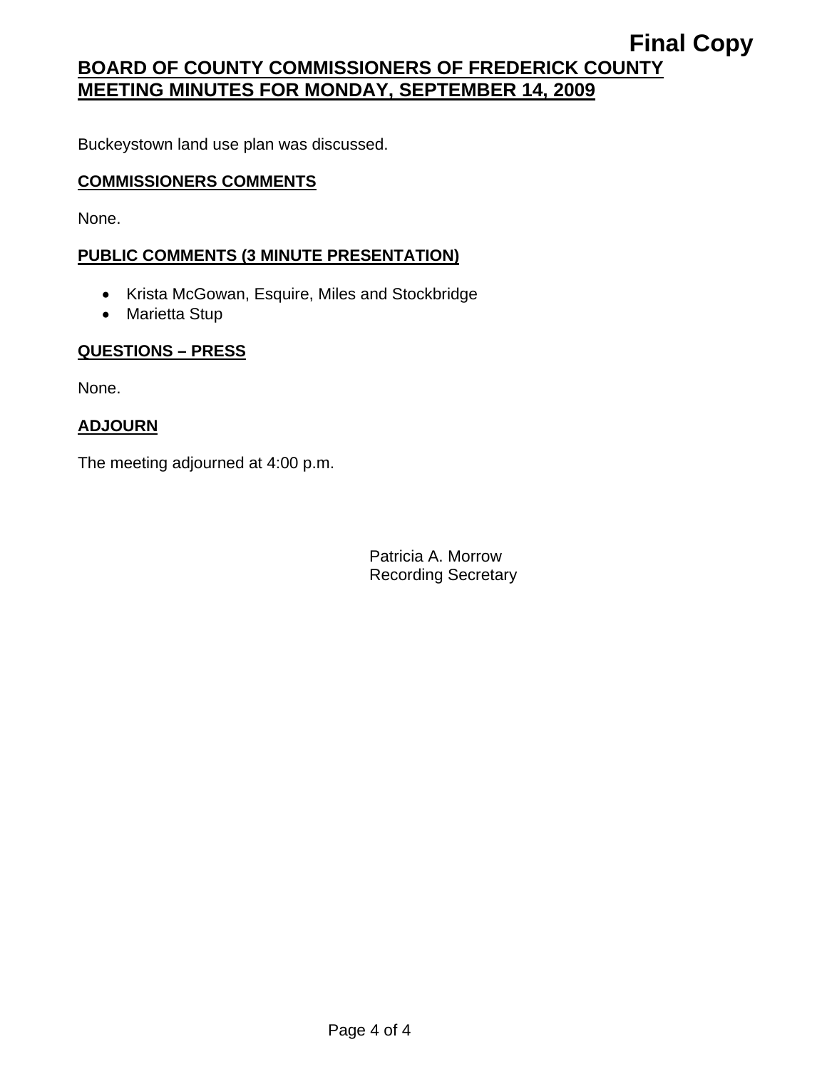Buckeystown land use plan was discussed.

**COMMISSIONERS COMMENTS**

None.

**PUBLIC COMMENTS (3 MINUTE PRESENTATION)**

- Krista McGowan, Esquire, Miles and Stockbridge
- Marietta Stup

**QUESTIONS – PRESS**

None.

**ADJOURN**

The meeting adjourned at 4:00 p.m.

Patricia A. Morrow
Recording Secretary